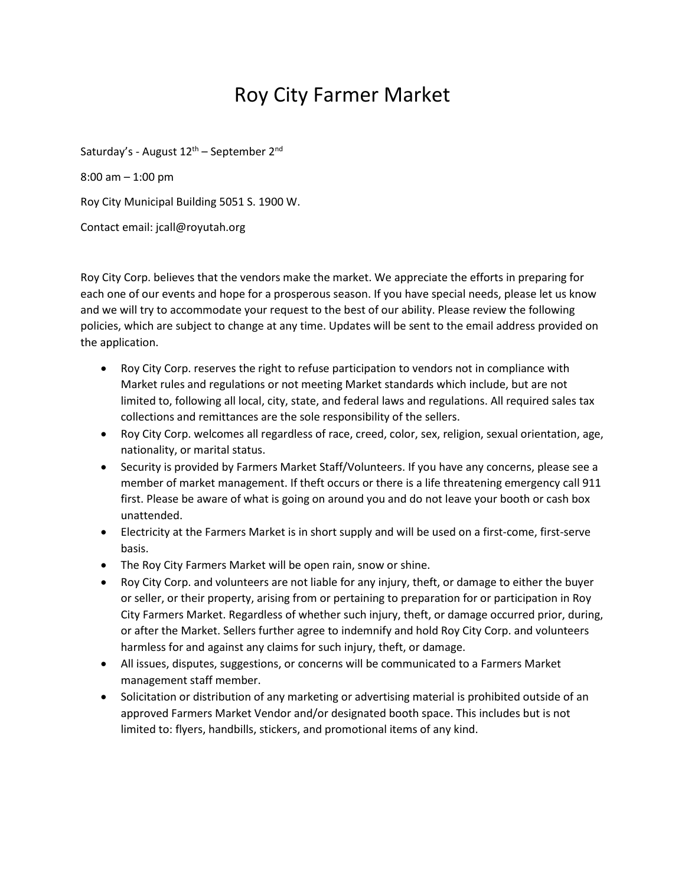# Roy City Farmer Market

Saturday's - August 12th – September 2nd

8:00 am – 1:00 pm

Roy City Municipal Building 5051 S. 1900 W.

Contact email: jcall@royutah.org

Roy City Corp. believes that the vendors make the market. We appreciate the efforts in preparing for each one of our events and hope for a prosperous season. If you have special needs, please let us know and we will try to accommodate your request to the best of our ability. Please review the following policies, which are subject to change at any time. Updates will be sent to the email address provided on the application.

- Roy City Corp. reserves the right to refuse participation to vendors not in compliance with Market rules and regulations or not meeting Market standards which include, but are not limited to, following all local, city, state, and federal laws and regulations. All required sales tax collections and remittances are the sole responsibility of the sellers.
- Roy City Corp. welcomes all regardless of race, creed, color, sex, religion, sexual orientation, age, nationality, or marital status.
- Security is provided by Farmers Market Staff/Volunteers. If you have any concerns, please see a member of market management. If theft occurs or there is a life threatening emergency call 911 first. Please be aware of what is going on around you and do not leave your booth or cash box unattended.
- Electricity at the Farmers Market is in short supply and will be used on a first-come, first-serve basis.
- The Roy City Farmers Market will be open rain, snow or shine.
- Roy City Corp. and volunteers are not liable for any injury, theft, or damage to either the buyer or seller, or their property, arising from or pertaining to preparation for or participation in Roy City Farmers Market. Regardless of whether such injury, theft, or damage occurred prior, during, or after the Market. Sellers further agree to indemnify and hold Roy City Corp. and volunteers harmless for and against any claims for such injury, theft, or damage.
- All issues, disputes, suggestions, or concerns will be communicated to a Farmers Market management staff member.
- Solicitation or distribution of any marketing or advertising material is prohibited outside of an approved Farmers Market Vendor and/or designated booth space. This includes but is not limited to: flyers, handbills, stickers, and promotional items of any kind.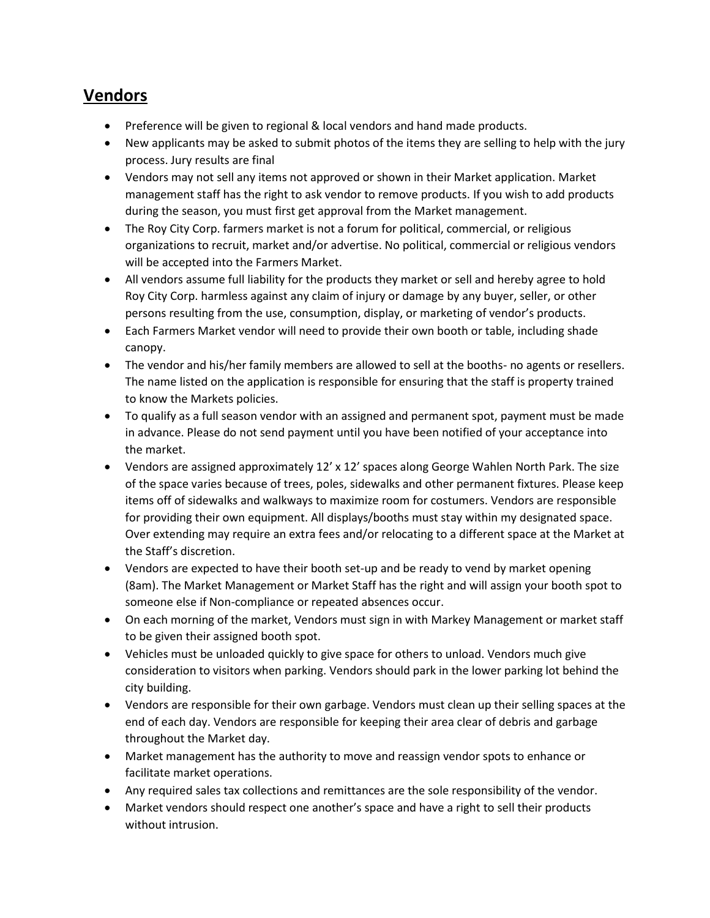## Vendors

- Preference will be given to regional & local vendors and hand made products.
- New applicants may be asked to submit photos of the items they are selling to help with the jury process. Jury results are final
- Vendors may not sell any items not approved or shown in their Market application. Market management staff has the right to ask vendor to remove products. If you wish to add products during the season, you must first get approval from the Market management.
- The Roy City Corp. farmers market is not a forum for political, commercial, or religious organizations to recruit, market and/or advertise. No political, commercial or religious vendors will be accepted into the Farmers Market.
- All vendors assume full liability for the products they market or sell and hereby agree to hold Roy City Corp. harmless against any claim of injury or damage by any buyer, seller, or other persons resulting from the use, consumption, display, or marketing of vendor's products.
- Each Farmers Market vendor will need to provide their own booth or table, including shade canopy.
- The vendor and his/her family members are allowed to sell at the booths- no agents or resellers. The name listed on the application is responsible for ensuring that the staff is property trained to know the Markets policies.
- To qualify as a full season vendor with an assigned and permanent spot, payment must be made in advance. Please do not send payment until you have been notified of your acceptance into the market.
- Vendors are assigned approximately 12' x 12' spaces along George Wahlen North Park. The size of the space varies because of trees, poles, sidewalks and other permanent fixtures. Please keep items off of sidewalks and walkways to maximize room for costumers. Vendors are responsible for providing their own equipment. All displays/booths must stay within my designated space. Over extending may require an extra fees and/or relocating to a different space at the Market at the Staff's discretion.
- Vendors are expected to have their booth set-up and be ready to vend by market opening (8am). The Market Management or Market Staff has the right and will assign your booth spot to someone else if Non-compliance or repeated absences occur.
- On each morning of the market, Vendors must sign in with Markey Management or market staff to be given their assigned booth spot.
- Vehicles must be unloaded quickly to give space for others to unload. Vendors much give consideration to visitors when parking. Vendors should park in the lower parking lot behind the city building.
- Vendors are responsible for their own garbage. Vendors must clean up their selling spaces at the end of each day. Vendors are responsible for keeping their area clear of debris and garbage throughout the Market day.
- Market management has the authority to move and reassign vendor spots to enhance or facilitate market operations.
- Any required sales tax collections and remittances are the sole responsibility of the vendor.
- Market vendors should respect one another's space and have a right to sell their products without intrusion.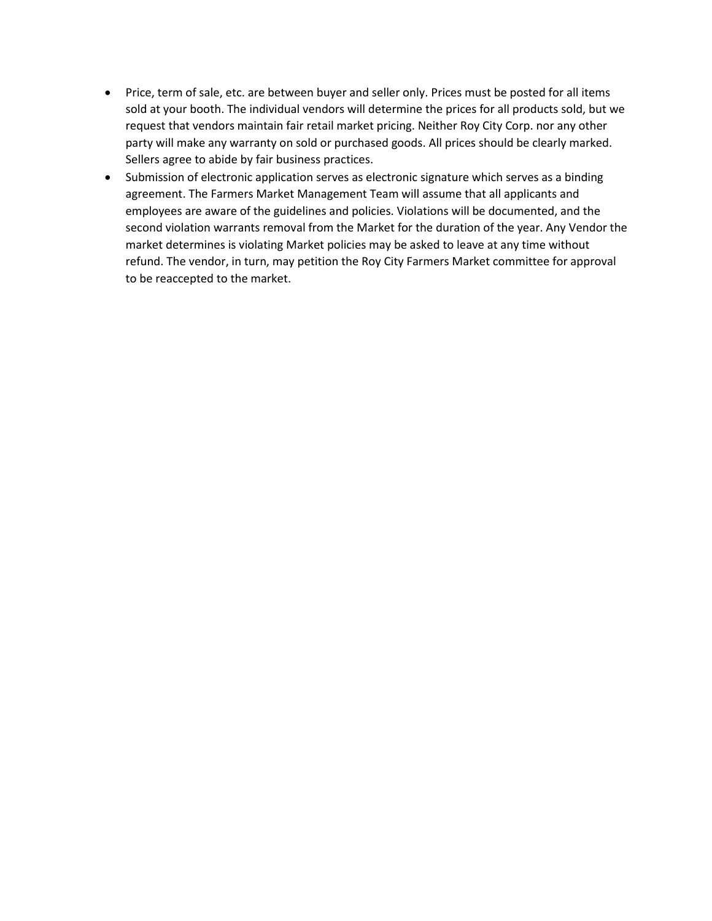- Price, term of sale, etc. are between buyer and seller only. Prices must be posted for all items sold at your booth. The individual vendors will determine the prices for all products sold, but we request that vendors maintain fair retail market pricing. Neither Roy City Corp. nor any other party will make any warranty on sold or purchased goods. All prices should be clearly marked. Sellers agree to abide by fair business practices.
- Submission of electronic application serves as electronic signature which serves as a binding agreement. The Farmers Market Management Team will assume that all applicants and employees are aware of the guidelines and policies. Violations will be documented, and the second violation warrants removal from the Market for the duration of the year. Any Vendor the market determines is violating Market policies may be asked to leave at any time without refund. The vendor, in turn, may petition the Roy City Farmers Market committee for approval to be reaccepted to the market.